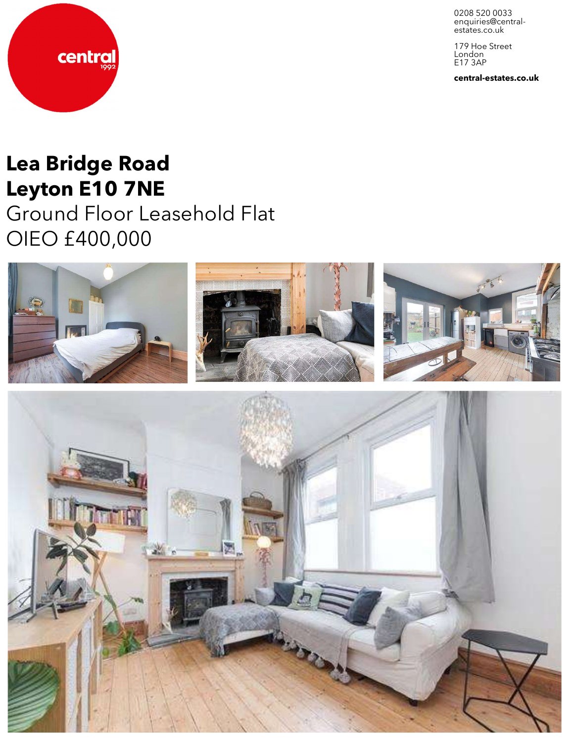central
1992

0208 520 0033
enquiries@central-estates.co.uk

179 Hoe Street
London
E17 3AP

**central-estates.co.uk**

# Lea Bridge Road
# Leyton E10 7NE

## Ground Floor Leasehold Flat

## OIEO £400,000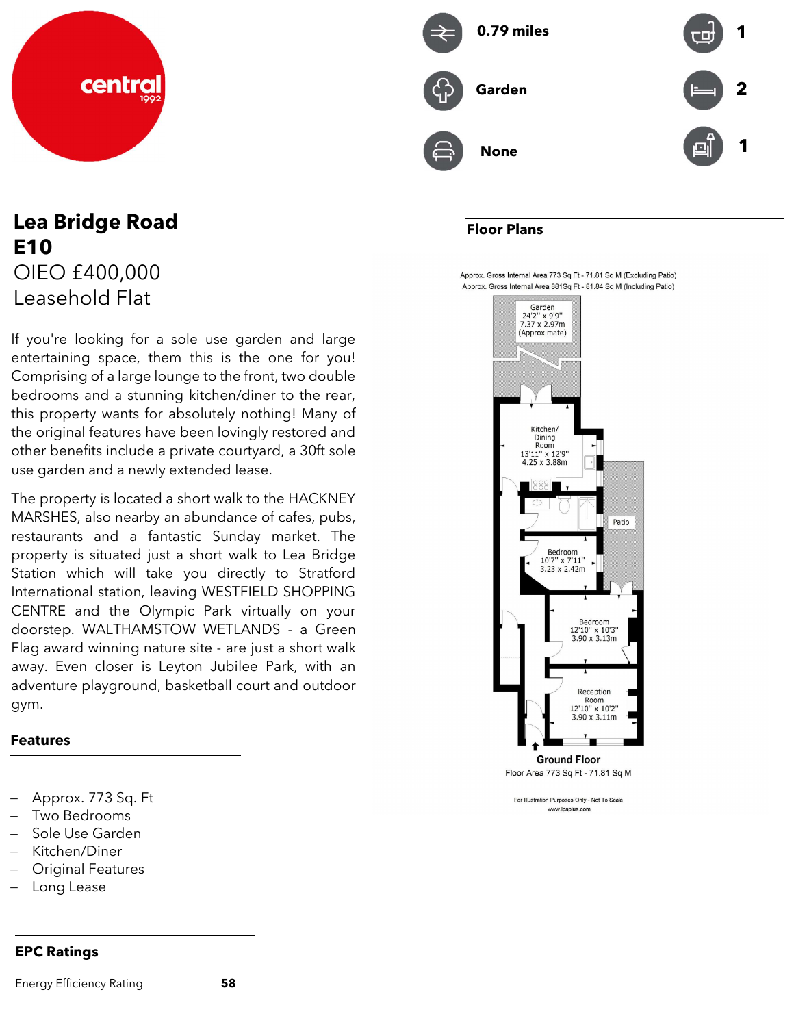central 1992

0.79 miles

Garden

None

1

2

1

# Lea Bridge Road
# E10

OIEO £400,000

Leasehold Flat

If you're looking for a sole use garden and large entertaining space, them this is the one for you! Comprising of a large lounge to the front, two double bedrooms and a stunning kitchen/diner to the rear, this property wants for absolutely nothing! Many of the original features have been lovingly restored and other benefits include a private courtyard, a 30ft sole use garden and a newly extended lease.

The property is located a short walk to the HACKNEY MARSHES, also nearby an abundance of cafes, pubs, restaurants and a fantastic Sunday market. The property is situated just a short walk to Lea Bridge Station which will take you directly to Stratford International station, leaving WESTFIELD SHOPPING CENTRE and the Olympic Park virtually on your doorstep. WALTHAMSTOW WETLANDS - a Green Flag award winning nature site - are just a short walk away. Even closer is Leyton Jubilee Park, with an adventure playground, basketball court and outdoor gym.

## Features

- Approx. 773 Sq. Ft
- Two Bedrooms
- Sole Use Garden
- Kitchen/Diner
- Original Features
- Long Lease

## EPC Ratings

| | |
|---|---|
| Energy Efficiency Rating | 58 |

## Floor Plans

Approx. Gross Internal Area 773 Sq Ft - 71.81 Sq M (Excluding Patio)

Approx. Gross Internal Area 881Sq Ft - 81.84 Sq M (Including Patio)

Garden
24'2" x 9'9"
7.37 x 2.97m
(Approximate)

Kitchen/
Dining
Room
13'11" x 12'9"
4.25 x 3.88m

Patio

Bedroom
10'7" x 7'11"
3.23 x 2.42m

Bedroom
12'10" x 10'3"
3.90 x 3.13m

Reception
Room
12'10" x 10'2"
3.90 x 3.11m

Ground Floor

Floor Area 773 Sq Ft - 71.81 Sq M

For Illustration Purposes Only - Not To Scale

www.lpaplus.com